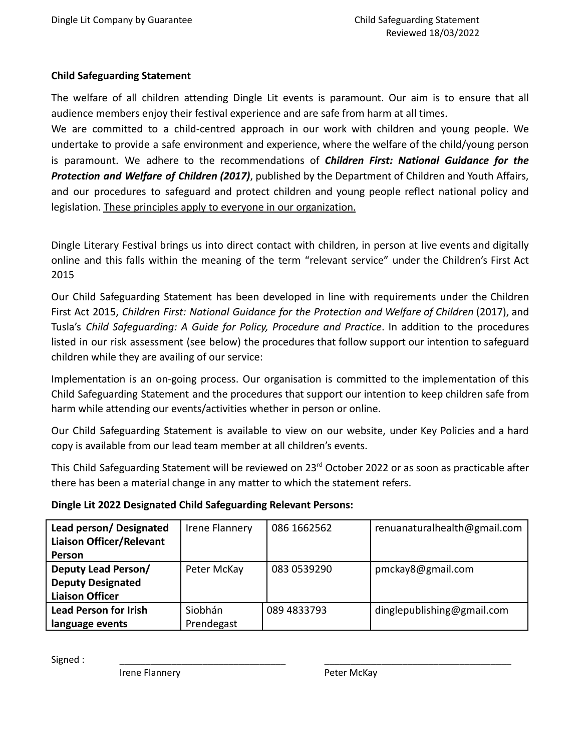**Child Safeguarding Statement**

The welfare of all children attending Dingle Lit events is paramount. Our aim is to ensure that all audience members enjoy their festival experience and are safe from harm at all times.
We are committed to a child-centred approach in our work with children and young people. We undertake to provide a safe environment and experience, where the welfare of the child/young person is paramount. We adhere to the recommendations of ***Children First: National Guidance for the Protection and Welfare of Children (2017)***, published by the Department of Children and Youth Affairs, and our procedures to safeguard and protect children and young people reflect national policy and legislation. <u>These principles apply to everyone in our organization.</u>

Dingle Literary Festival brings us into direct contact with children, in person at live events and digitally online and this falls within the meaning of the term "relevant service" under the Children's First Act 2015

Our Child Safeguarding Statement has been developed in line with requirements under the Children First Act 2015, *Children First: National Guidance for the Protection and Welfare of Children* (2017), and Tusla's *Child Safeguarding: A Guide for Policy, Procedure and Practice*. In addition to the procedures listed in our risk assessment (see below) the procedures that follow support our intention to safeguard children while they are availing of our service:

Implementation is an on-going process. Our organisation is committed to the implementation of this Child Safeguarding Statement and the procedures that support our intention to keep children safe from harm while attending our events/activities whether in person or online.

Our Child Safeguarding Statement is available to view on our website, under Key Policies and a hard copy is available from our lead team member at all children's events.

This Child Safeguarding Statement will be reviewed on 23rd October 2022 or as soon as practicable after there has been a material change in any matter to which the statement refers.

**Dingle Lit 2022 Designated Child Safeguarding Relevant Persons:**

| | | | |
|---|---|---|---|
| **Lead person/ Designated Liaison Officer/Relevant Person** | Irene Flannery | 086 1662562 | renuanaturalhealth@gmail.com |
| **Deputy Lead Person/ Deputy Designated Liaison Officer** | Peter McKay | 083 0539290 | pmckay8@gmail.com |
| **Lead Person for Irish language events** | Siobhán Prendegast | 089 4833793 | dinglepublishing@gmail.com |

Signed : \_\_\_\_\_\_\_\_\_\_\_\_\_\_\_\_\_\_\_\_\_\_\_\_\_\_\_\_\_\_ \_\_\_\_\_\_\_\_\_\_\_\_\_\_\_\_\_\_\_\_\_\_\_\_\_\_\_\_\_\_

Irene Flannery Peter McKay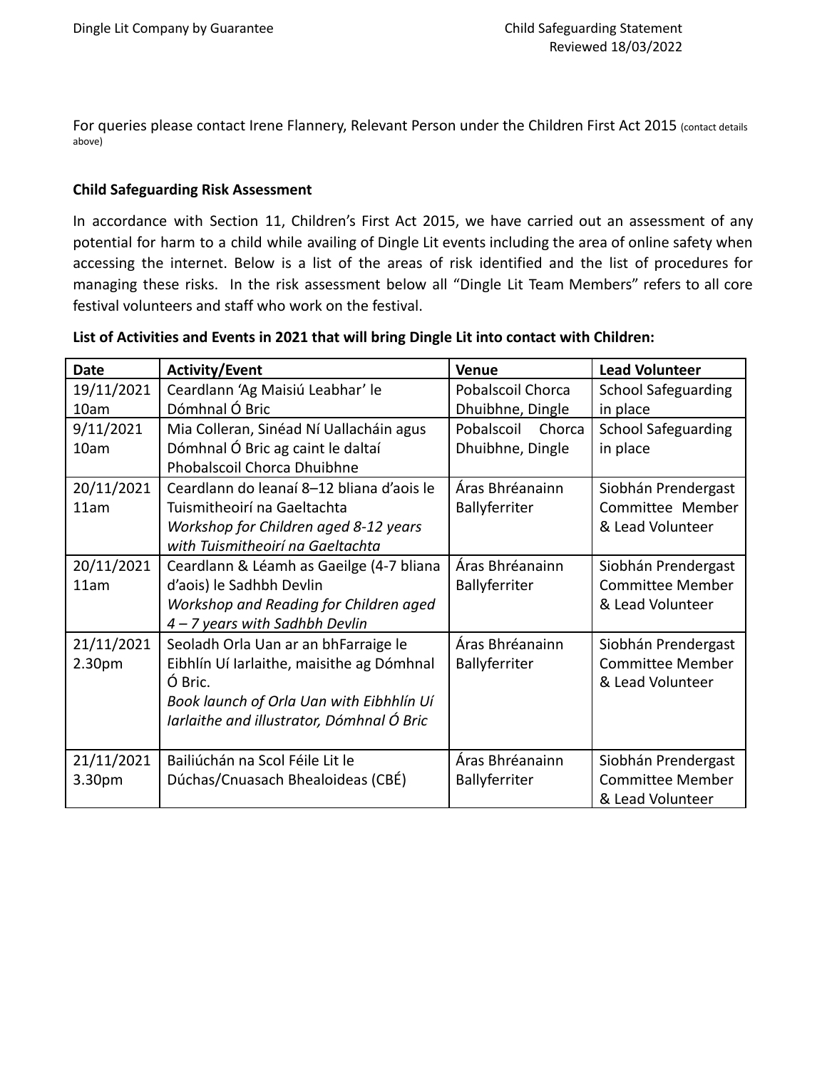For queries please contact Irene Flannery, Relevant Person under the Children First Act 2015 (contact details above)

**Child Safeguarding Risk Assessment**

In accordance with Section 11, Children's First Act 2015, we have carried out an assessment of any potential for harm to a child while availing of Dingle Lit events including the area of online safety when accessing the internet. Below is a list of the areas of risk identified and the list of procedures for managing these risks. In the risk assessment below all "Dingle Lit Team Members" refers to all core festival volunteers and staff who work on the festival.

**List of Activities and Events in 2021 that will bring Dingle Lit into contact with Children:**

| Date | Activity/Event | Venue | Lead Volunteer |
|---|---|---|---|
| 19/11/2021 10am | Ceardlann 'Ag Maisiú Leabhar' le Dómhnal Ó Bric | Pobalscoil Chorca Dhuibhne, Dingle | School Safeguarding in place |
| 9/11/2021 10am | Mia Colleran, Sinéad Ní Uallacháin agus Dómhnal Ó Bric ag caint le daltaí Phobalscoil Chorca Dhuibhne | Pobalscoil Chorca Dhuibhne, Dingle | School Safeguarding in place |
| 20/11/2021 11am | Ceardlann do leanaí 8–12 bliana d'aois le Tuismitheoirí na Gaeltachta<br>*Workshop for Children aged 8-12 years with Tuismitheoirí na Gaeltachta* | Áras Bhréanainn Ballyferriter | Siobhán Prendergast Committee Member & Lead Volunteer |
| 20/11/2021 11am | Ceardlann & Léamh as Gaeilge (4-7 bliana d'aois) le Sadhbh Devlin<br>*Workshop and Reading for Children aged 4 – 7 years with Sadhbh Devlin* | Áras Bhréanainn Ballyferriter | Siobhán Prendergast Committee Member & Lead Volunteer |
| 21/11/2021 2.30pm | Seoladh Orla Uan ar an bhFarraige le Eibhlín Uí Iarlaithe, maisithe ag Dómhnal Ó Bric.<br>*Book launch of Orla Uan with Eibhhlín Uí Iarlaithe and illustrator, Dómhnal Ó Bric* | Áras Bhréanainn Ballyferriter | Siobhán Prendergast Committee Member & Lead Volunteer |
| 21/11/2021 3.30pm | Bailiúchán na Scol Féile Lit le Dúchas/Cnuasach Bhealoideas (CBÉ) | Áras Bhréanainn Ballyferriter | Siobhán Prendergast Committee Member & Lead Volunteer |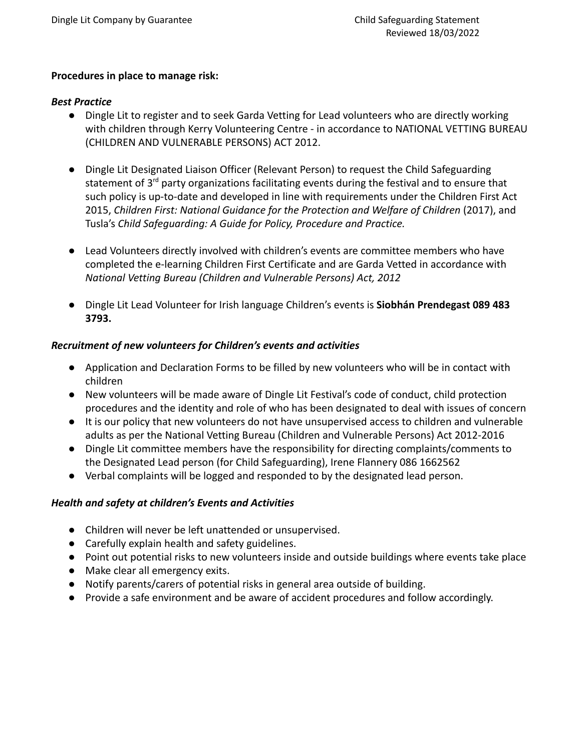**Procedures in place to manage risk:**

***Best Practice***

- Dingle Lit to register and to seek Garda Vetting for Lead volunteers who are directly working with children through Kerry Volunteering Centre - in accordance to NATIONAL VETTING BUREAU (CHILDREN AND VULNERABLE PERSONS) ACT 2012.

- Dingle Lit Designated Liaison Officer (Relevant Person) to request the Child Safeguarding statement of 3rd party organizations facilitating events during the festival and to ensure that such policy is up-to-date and developed in line with requirements under the Children First Act 2015, *Children First: National Guidance for the Protection and Welfare of Children* (2017), and Tusla's *Child Safeguarding: A Guide for Policy, Procedure and Practice.*

- Lead Volunteers directly involved with children's events are committee members who have completed the e-learning Children First Certificate and are Garda Vetted in accordance with *National Vetting Bureau (Children and Vulnerable Persons) Act, 2012*

- Dingle Lit Lead Volunteer for Irish language Children's events is **Siobhán Prendegast 089 483 3793.**

***Recruitment of new volunteers for Children's events and activities***

- Application and Declaration Forms to be filled by new volunteers who will be in contact with children
- New volunteers will be made aware of Dingle Lit Festival's code of conduct, child protection procedures and the identity and role of who has been designated to deal with issues of concern
- It is our policy that new volunteers do not have unsupervised access to children and vulnerable adults as per the National Vetting Bureau (Children and Vulnerable Persons) Act 2012-2016
- Dingle Lit committee members have the responsibility for directing complaints/comments to the Designated Lead person (for Child Safeguarding), Irene Flannery 086 1662562
- Verbal complaints will be logged and responded to by the designated lead person.

***Health and safety at children's Events and Activities***

- Children will never be left unattended or unsupervised.
- Carefully explain health and safety guidelines.
- Point out potential risks to new volunteers inside and outside buildings where events take place
- Make clear all emergency exits.
- Notify parents/carers of potential risks in general area outside of building.
- Provide a safe environment and be aware of accident procedures and follow accordingly.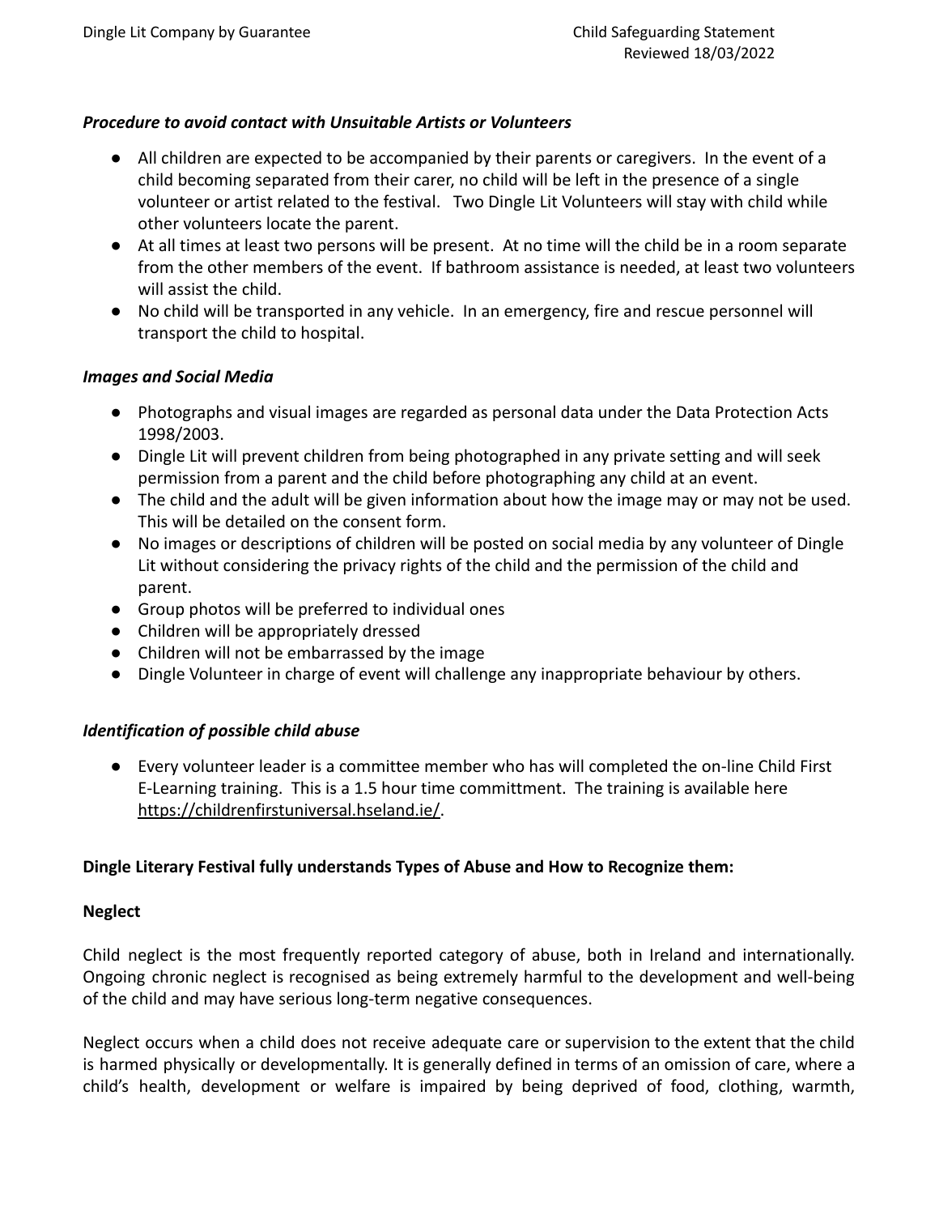***Procedure to avoid contact with Unsuitable Artists or Volunteers***

- All children are expected to be accompanied by their parents or caregivers. In the event of a child becoming separated from their carer, no child will be left in the presence of a single volunteer or artist related to the festival. Two Dingle Lit Volunteers will stay with child while other volunteers locate the parent.
- At all times at least two persons will be present. At no time will the child be in a room separate from the other members of the event. If bathroom assistance is needed, at least two volunteers will assist the child.
- No child will be transported in any vehicle. In an emergency, fire and rescue personnel will transport the child to hospital.

***Images and Social Media***

- Photographs and visual images are regarded as personal data under the Data Protection Acts 1998/2003.
- Dingle Lit will prevent children from being photographed in any private setting and will seek permission from a parent and the child before photographing any child at an event.
- The child and the adult will be given information about how the image may or may not be used. This will be detailed on the consent form.
- No images or descriptions of children will be posted on social media by any volunteer of Dingle Lit without considering the privacy rights of the child and the permission of the child and parent.
- Group photos will be preferred to individual ones
- Children will be appropriately dressed
- Children will not be embarrassed by the image
- Dingle Volunteer in charge of event will challenge any inappropriate behaviour by others.

***Identification of possible child abuse***

- Every volunteer leader is a committee member who has will completed the on-line Child First E-Learning training. This is a 1.5 hour time committment. The training is available here https://childrenfirstuniversal.hseland.ie/.

**Dingle Literary Festival fully understands Types of Abuse and How to Recognize them:**

**Neglect**

Child neglect is the most frequently reported category of abuse, both in Ireland and internationally. Ongoing chronic neglect is recognised as being extremely harmful to the development and well-being of the child and may have serious long-term negative consequences.

Neglect occurs when a child does not receive adequate care or supervision to the extent that the child is harmed physically or developmentally. It is generally defined in terms of an omission of care, where a child's health, development or welfare is impaired by being deprived of food, clothing, warmth,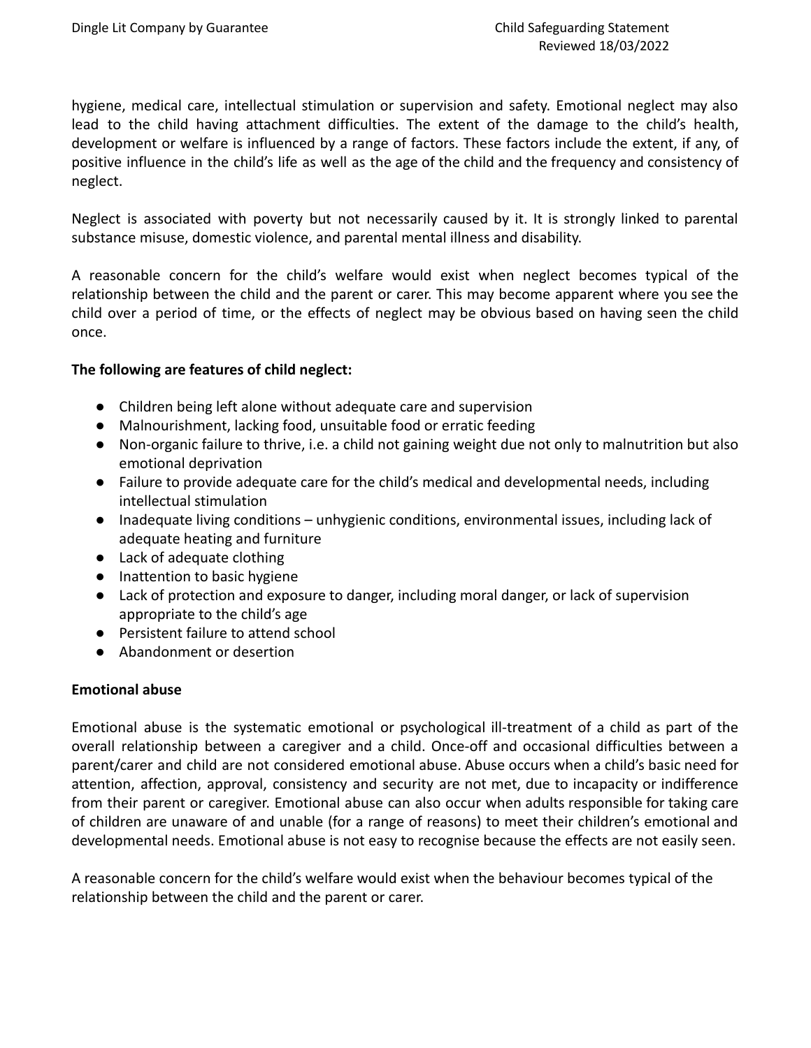hygiene, medical care, intellectual stimulation or supervision and safety. Emotional neglect may also lead to the child having attachment difficulties. The extent of the damage to the child's health, development or welfare is influenced by a range of factors. These factors include the extent, if any, of positive influence in the child's life as well as the age of the child and the frequency and consistency of neglect.

Neglect is associated with poverty but not necessarily caused by it. It is strongly linked to parental substance misuse, domestic violence, and parental mental illness and disability.

A reasonable concern for the child's welfare would exist when neglect becomes typical of the relationship between the child and the parent or carer. This may become apparent where you see the child over a period of time, or the effects of neglect may be obvious based on having seen the child once.

**The following are features of child neglect:**

- Children being left alone without adequate care and supervision
- Malnourishment, lacking food, unsuitable food or erratic feeding
- Non-organic failure to thrive, i.e. a child not gaining weight due not only to malnutrition but also emotional deprivation
- Failure to provide adequate care for the child's medical and developmental needs, including intellectual stimulation
- Inadequate living conditions – unhygienic conditions, environmental issues, including lack of adequate heating and furniture
- Lack of adequate clothing
- Inattention to basic hygiene
- Lack of protection and exposure to danger, including moral danger, or lack of supervision appropriate to the child's age
- Persistent failure to attend school
- Abandonment or desertion

**Emotional abuse**

Emotional abuse is the systematic emotional or psychological ill-treatment of a child as part of the overall relationship between a caregiver and a child. Once-off and occasional difficulties between a parent/carer and child are not considered emotional abuse. Abuse occurs when a child's basic need for attention, affection, approval, consistency and security are not met, due to incapacity or indifference from their parent or caregiver. Emotional abuse can also occur when adults responsible for taking care of children are unaware of and unable (for a range of reasons) to meet their children's emotional and developmental needs. Emotional abuse is not easy to recognise because the effects are not easily seen.

A reasonable concern for the child's welfare would exist when the behaviour becomes typical of the relationship between the child and the parent or carer.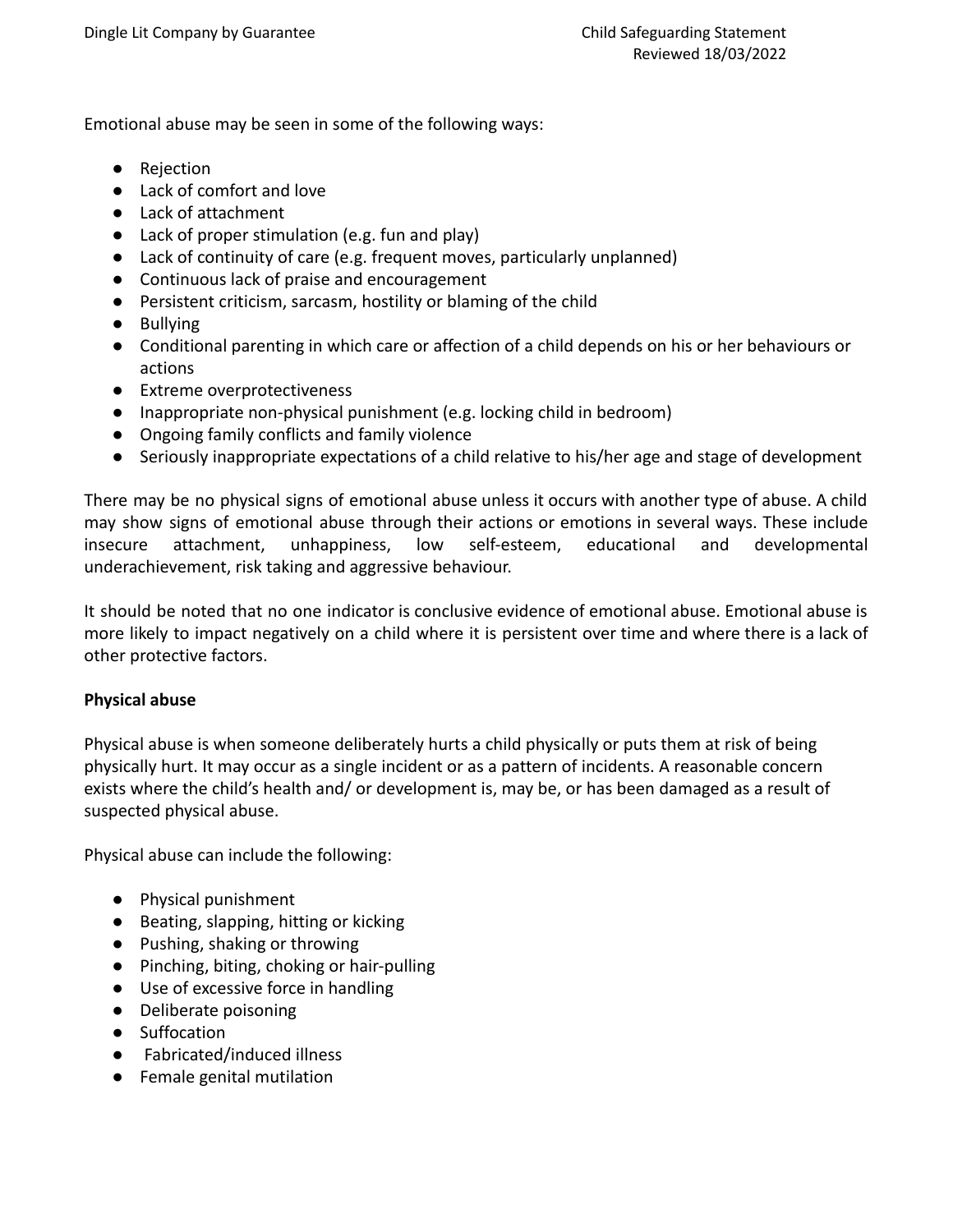Emotional abuse may be seen in some of the following ways:

- Rejection
- Lack of comfort and love
- Lack of attachment
- Lack of proper stimulation (e.g. fun and play)
- Lack of continuity of care (e.g. frequent moves, particularly unplanned)
- Continuous lack of praise and encouragement
- Persistent criticism, sarcasm, hostility or blaming of the child
- Bullying
- Conditional parenting in which care or affection of a child depends on his or her behaviours or actions
- Extreme overprotectiveness
- Inappropriate non-physical punishment (e.g. locking child in bedroom)
- Ongoing family conflicts and family violence
- Seriously inappropriate expectations of a child relative to his/her age and stage of development

There may be no physical signs of emotional abuse unless it occurs with another type of abuse. A child may show signs of emotional abuse through their actions or emotions in several ways. These include insecure attachment, unhappiness, low self-esteem, educational and developmental underachievement, risk taking and aggressive behaviour.

It should be noted that no one indicator is conclusive evidence of emotional abuse. Emotional abuse is more likely to impact negatively on a child where it is persistent over time and where there is a lack of other protective factors.

**Physical abuse**

Physical abuse is when someone deliberately hurts a child physically or puts them at risk of being physically hurt. It may occur as a single incident or as a pattern of incidents. A reasonable concern exists where the child's health and/ or development is, may be, or has been damaged as a result of suspected physical abuse.

Physical abuse can include the following:

- Physical punishment
- Beating, slapping, hitting or kicking
- Pushing, shaking or throwing
- Pinching, biting, choking or hair-pulling
- Use of excessive force in handling
- Deliberate poisoning
- Suffocation
- Fabricated/induced illness
- Female genital mutilation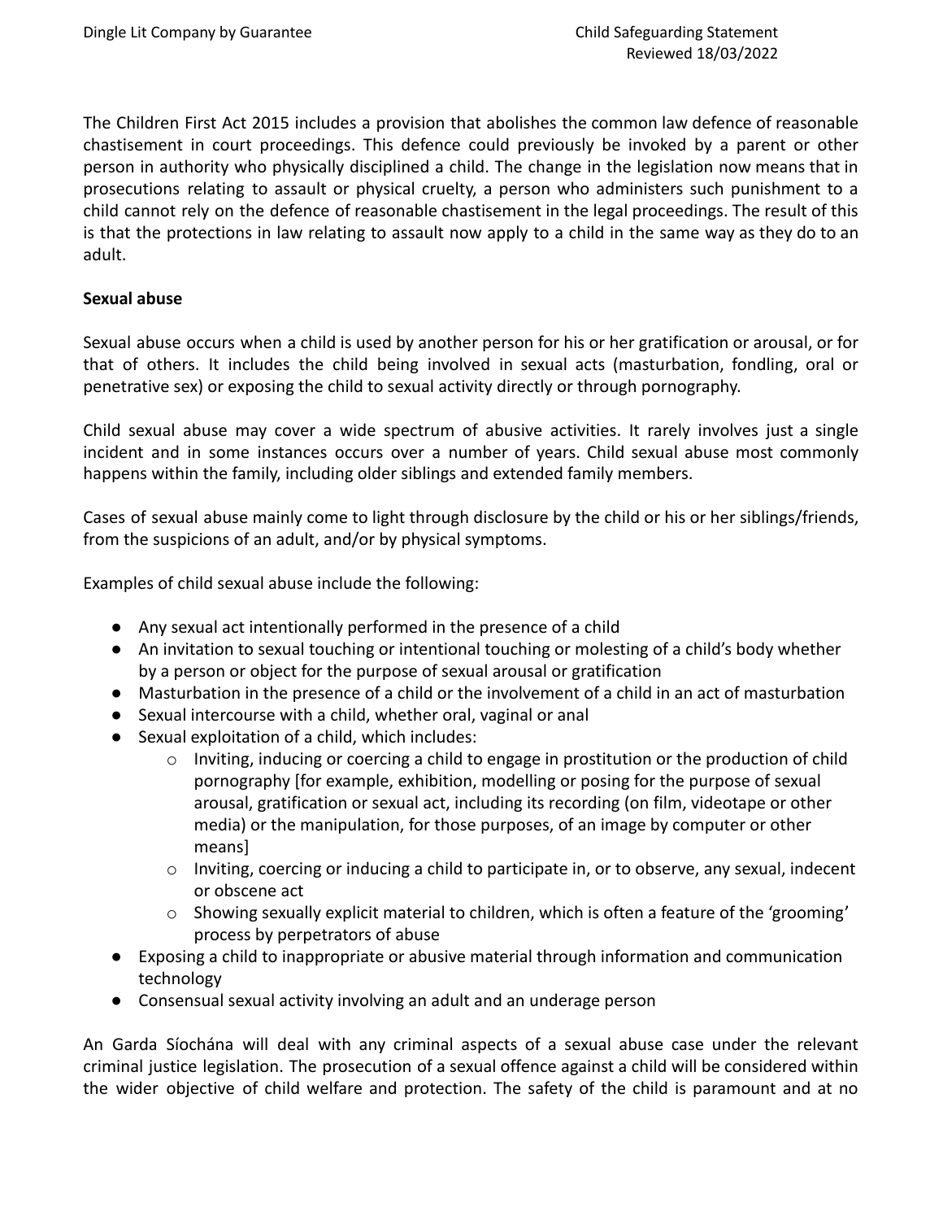The Children First Act 2015 includes a provision that abolishes the common law defence of reasonable chastisement in court proceedings. This defence could previously be invoked by a parent or other person in authority who physically disciplined a child. The change in the legislation now means that in prosecutions relating to assault or physical cruelty, a person who administers such punishment to a child cannot rely on the defence of reasonable chastisement in the legal proceedings. The result of this is that the protections in law relating to assault now apply to a child in the same way as they do to an adult.

**Sexual abuse**

Sexual abuse occurs when a child is used by another person for his or her gratification or arousal, or for that of others. It includes the child being involved in sexual acts (masturbation, fondling, oral or penetrative sex) or exposing the child to sexual activity directly or through pornography.

Child sexual abuse may cover a wide spectrum of abusive activities. It rarely involves just a single incident and in some instances occurs over a number of years. Child sexual abuse most commonly happens within the family, including older siblings and extended family members.

Cases of sexual abuse mainly come to light through disclosure by the child or his or her siblings/friends, from the suspicions of an adult, and/or by physical symptoms.

Examples of child sexual abuse include the following:

- Any sexual act intentionally performed in the presence of a child
- An invitation to sexual touching or intentional touching or molesting of a child's body whether by a person or object for the purpose of sexual arousal or gratification
- Masturbation in the presence of a child or the involvement of a child in an act of masturbation
- Sexual intercourse with a child, whether oral, vaginal or anal
- Sexual exploitation of a child, which includes:
  - Inviting, inducing or coercing a child to engage in prostitution or the production of child pornography [for example, exhibition, modelling or posing for the purpose of sexual arousal, gratification or sexual act, including its recording (on film, videotape or other media) or the manipulation, for those purposes, of an image by computer or other means]
  - Inviting, coercing or inducing a child to participate in, or to observe, any sexual, indecent or obscene act
  - Showing sexually explicit material to children, which is often a feature of the 'grooming' process by perpetrators of abuse
- Exposing a child to inappropriate or abusive material through information and communication technology
- Consensual sexual activity involving an adult and an underage person

An Garda Síochána will deal with any criminal aspects of a sexual abuse case under the relevant criminal justice legislation. The prosecution of a sexual offence against a child will be considered within the wider objective of child welfare and protection. The safety of the child is paramount and at no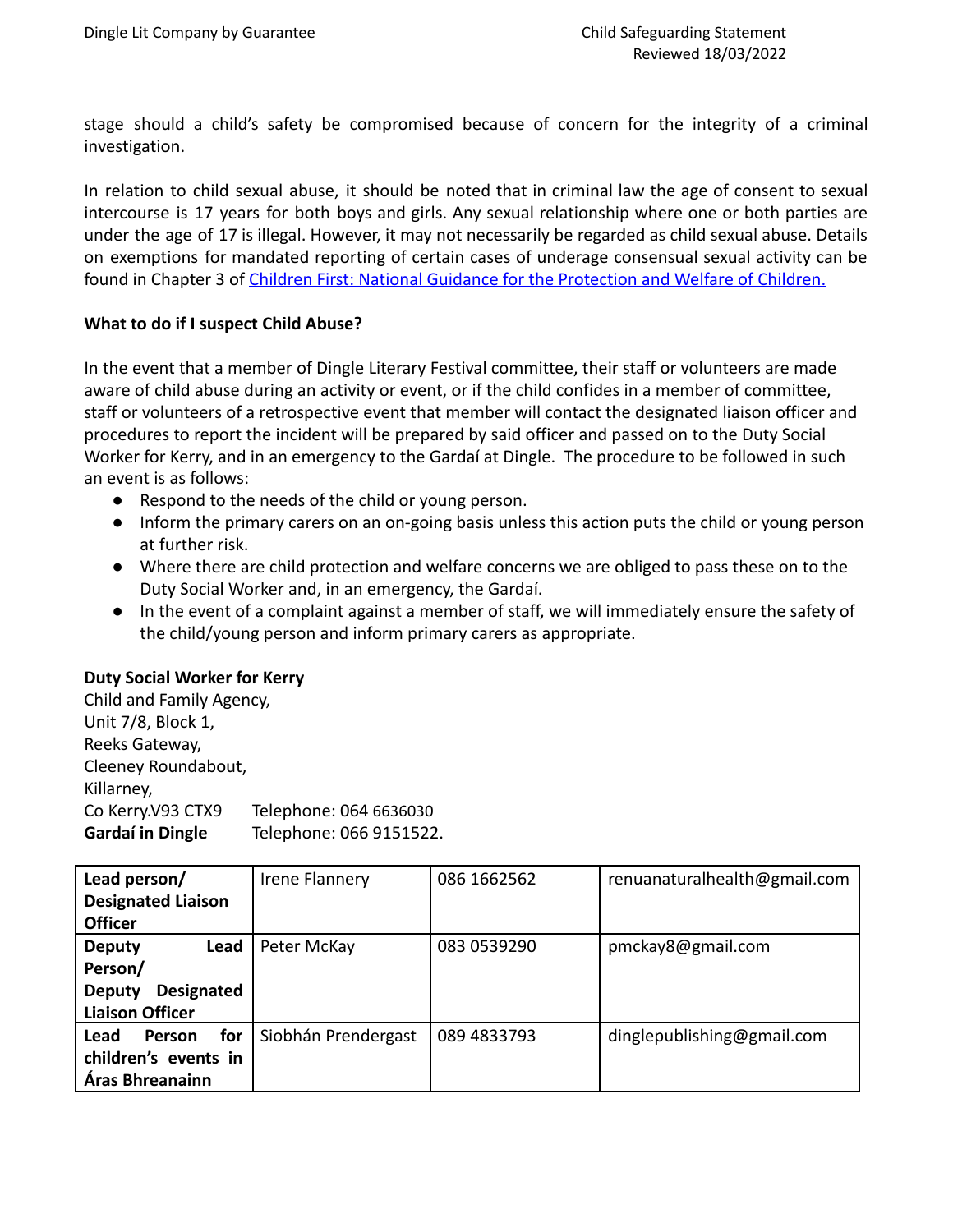stage should a child's safety be compromised because of concern for the integrity of a criminal investigation.

In relation to child sexual abuse, it should be noted that in criminal law the age of consent to sexual intercourse is 17 years for both boys and girls. Any sexual relationship where one or both parties are under the age of 17 is illegal. However, it may not necessarily be regarded as child sexual abuse. Details on exemptions for mandated reporting of certain cases of underage consensual sexual activity can be found in Chapter 3 of Children First: National Guidance for the Protection and Welfare of Children.

**What to do if I suspect Child Abuse?**

In the event that a member of Dingle Literary Festival committee, their staff or volunteers are made aware of child abuse during an activity or event, or if the child confides in a member of committee, staff or volunteers of a retrospective event that member will contact the designated liaison officer and procedures to report the incident will be prepared by said officer and passed on to the Duty Social Worker for Kerry, and in an emergency to the Gardaí at Dingle. The procedure to be followed in such an event is as follows:

- Respond to the needs of the child or young person.
- Inform the primary carers on an on-going basis unless this action puts the child or young person at further risk.
- Where there are child protection and welfare concerns we are obliged to pass these on to the Duty Social Worker and, in an emergency, the Gardaí.
- In the event of a complaint against a member of staff, we will immediately ensure the safety of the child/young person and inform primary carers as appropriate.

**Duty Social Worker for Kerry**
Child and Family Agency,
Unit 7/8, Block 1,
Reeks Gateway,
Cleeney Roundabout,
Killarney,
Co Kerry.V93 CTX9 Telephone: 064 6636030
**Gardaí in Dingle** Telephone: 066 9151522.

| | | | |
|---|---|---|---|
| **Lead person/ Designated Liaison Officer** | Irene Flannery | 086 1662562 | renuanaturalhealth@gmail.com |
| **Deputy Lead Person/ Deputy Designated Liaison Officer** | Peter McKay | 083 0539290 | pmckay8@gmail.com |
| **Lead Person for children's events in Áras Bhreanainn** | Siobhán Prendergast | 089 4833793 | dinglepublishing@gmail.com |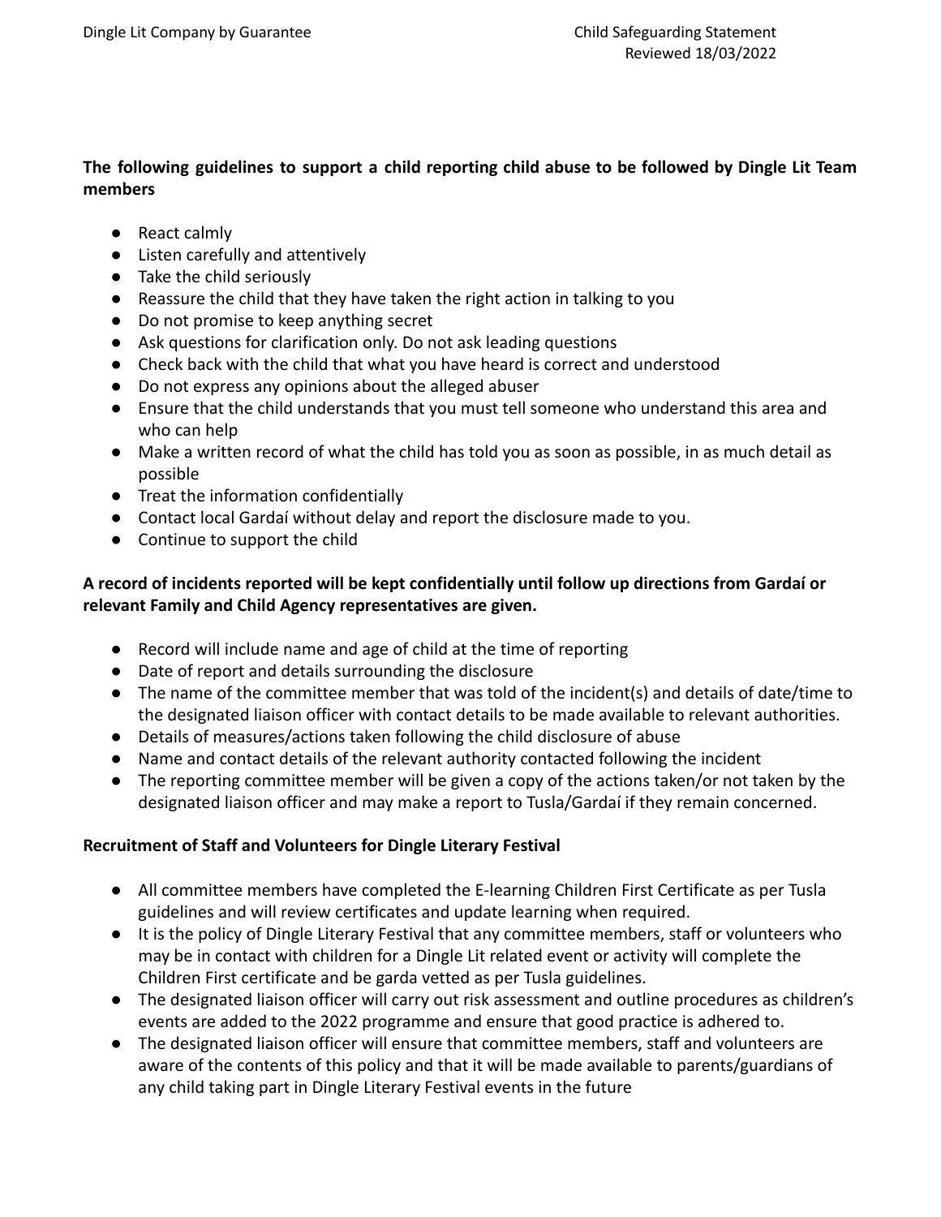**The following guidelines to support a child reporting child abuse to be followed by Dingle Lit Team members**

- React calmly
- Listen carefully and attentively
- Take the child seriously
- Reassure the child that they have taken the right action in talking to you
- Do not promise to keep anything secret
- Ask questions for clarification only. Do not ask leading questions
- Check back with the child that what you have heard is correct and understood
- Do not express any opinions about the alleged abuser
- Ensure that the child understands that you must tell someone who understand this area and who can help
- Make a written record of what the child has told you as soon as possible, in as much detail as possible
- Treat the information confidentially
- Contact local Gardaí without delay and report the disclosure made to you.
- Continue to support the child

**A record of incidents reported will be kept confidentially until follow up directions from Gardaí or relevant Family and Child Agency representatives are given.**

- Record will include name and age of child at the time of reporting
- Date of report and details surrounding the disclosure
- The name of the committee member that was told of the incident(s) and details of date/time to the designated liaison officer with contact details to be made available to relevant authorities.
- Details of measures/actions taken following the child disclosure of abuse
- Name and contact details of the relevant authority contacted following the incident
- The reporting committee member will be given a copy of the actions taken/or not taken by the designated liaison officer and may make a report to Tusla/Gardaí if they remain concerned.

**Recruitment of Staff and Volunteers for Dingle Literary Festival**

- All committee members have completed the E-learning Children First Certificate as per Tusla guidelines and will review certificates and update learning when required.
- It is the policy of Dingle Literary Festival that any committee members, staff or volunteers who may be in contact with children for a Dingle Lit related event or activity will complete the Children First certificate and be garda vetted as per Tusla guidelines.
- The designated liaison officer will carry out risk assessment and outline procedures as children's events are added to the 2022 programme and ensure that good practice is adhered to.
- The designated liaison officer will ensure that committee members, staff and volunteers are aware of the contents of this policy and that it will be made available to parents/guardians of any child taking part in Dingle Literary Festival events in the future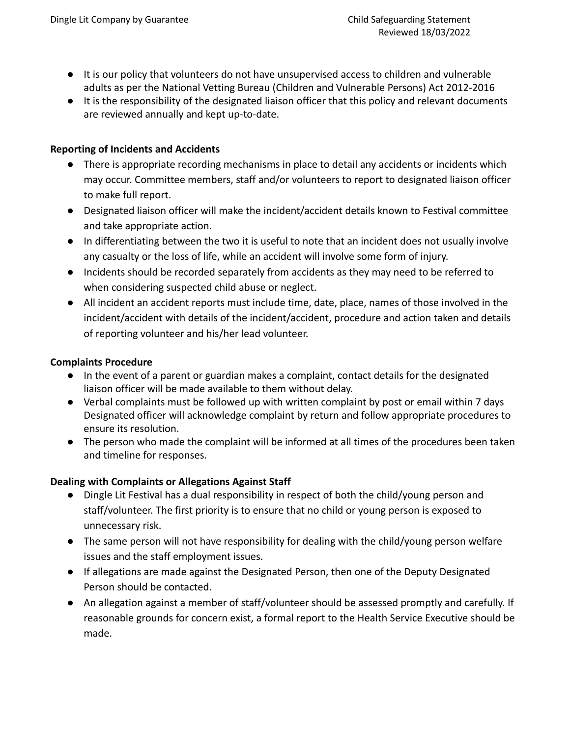- It is our policy that volunteers do not have unsupervised access to children and vulnerable adults as per the National Vetting Bureau (Children and Vulnerable Persons) Act 2012-2016
- It is the responsibility of the designated liaison officer that this policy and relevant documents are reviewed annually and kept up-to-date.

**Reporting of Incidents and Accidents**

- There is appropriate recording mechanisms in place to detail any accidents or incidents which may occur. Committee members, staff and/or volunteers to report to designated liaison officer to make full report.
- Designated liaison officer will make the incident/accident details known to Festival committee and take appropriate action.
- In differentiating between the two it is useful to note that an incident does not usually involve any casualty or the loss of life, while an accident will involve some form of injury.
- Incidents should be recorded separately from accidents as they may need to be referred to when considering suspected child abuse or neglect.
- All incident an accident reports must include time, date, place, names of those involved in the incident/accident with details of the incident/accident, procedure and action taken and details of reporting volunteer and his/her lead volunteer.

**Complaints Procedure**

- In the event of a parent or guardian makes a complaint, contact details for the designated liaison officer will be made available to them without delay.
- Verbal complaints must be followed up with written complaint by post or email within 7 days Designated officer will acknowledge complaint by return and follow appropriate procedures to ensure its resolution.
- The person who made the complaint will be informed at all times of the procedures been taken and timeline for responses.

**Dealing with Complaints or Allegations Against Staff**

- Dingle Lit Festival has a dual responsibility in respect of both the child/young person and staff/volunteer. The first priority is to ensure that no child or young person is exposed to unnecessary risk.
- The same person will not have responsibility for dealing with the child/young person welfare issues and the staff employment issues.
- If allegations are made against the Designated Person, then one of the Deputy Designated Person should be contacted.
- An allegation against a member of staff/volunteer should be assessed promptly and carefully. If reasonable grounds for concern exist, a formal report to the Health Service Executive should be made.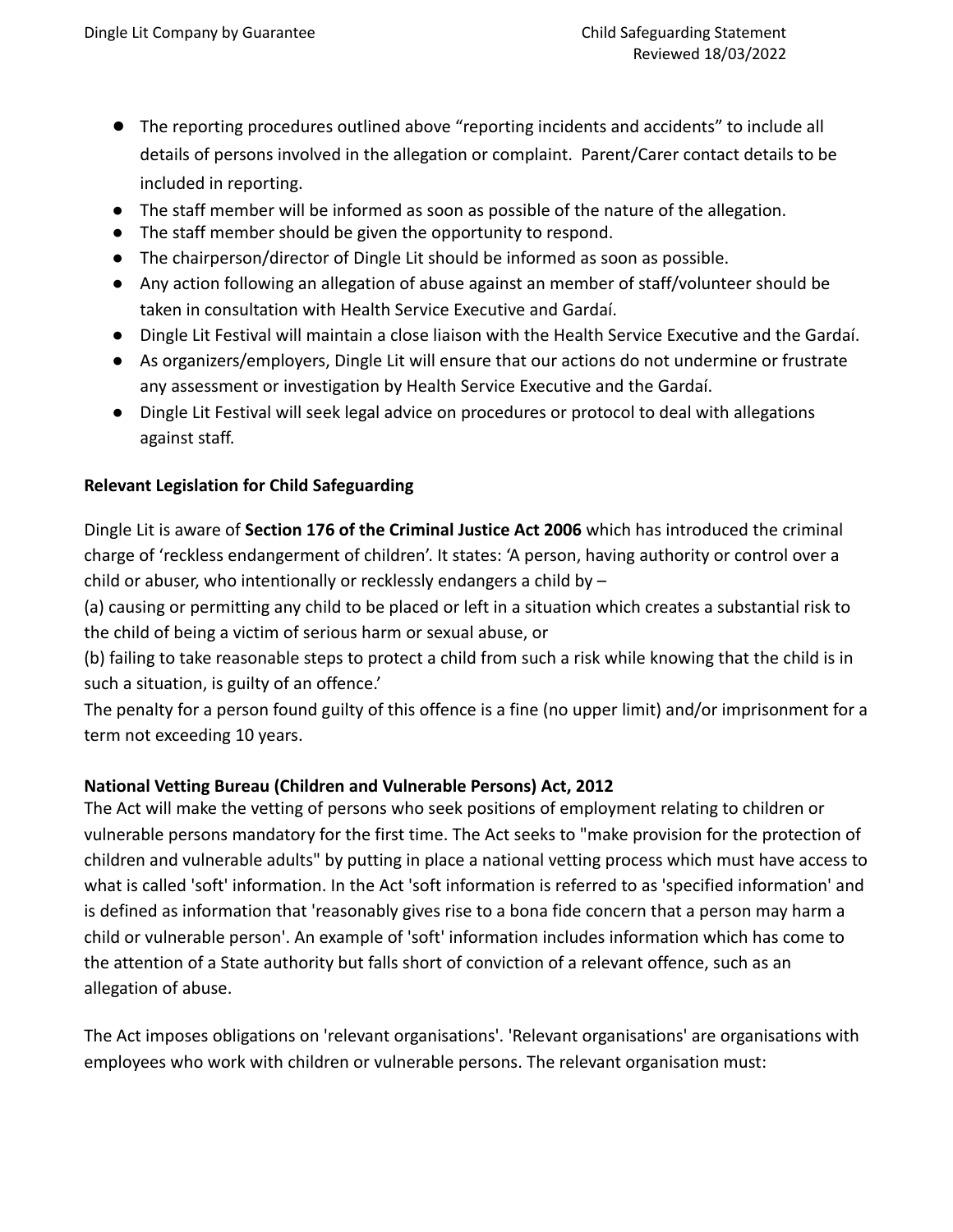- The reporting procedures outlined above "reporting incidents and accidents" to include all details of persons involved in the allegation or complaint. Parent/Carer contact details to be included in reporting.
- The staff member will be informed as soon as possible of the nature of the allegation.
- The staff member should be given the opportunity to respond.
- The chairperson/director of Dingle Lit should be informed as soon as possible.
- Any action following an allegation of abuse against an member of staff/volunteer should be taken in consultation with Health Service Executive and Gardaí.
- Dingle Lit Festival will maintain a close liaison with the Health Service Executive and the Gardaí.
- As organizers/employers, Dingle Lit will ensure that our actions do not undermine or frustrate any assessment or investigation by Health Service Executive and the Gardaí.
- Dingle Lit Festival will seek legal advice on procedures or protocol to deal with allegations against staff.

**Relevant Legislation for Child Safeguarding**

Dingle Lit is aware of **Section 176 of the Criminal Justice Act 2006** which has introduced the criminal charge of 'reckless endangerment of children'. It states: 'A person, having authority or control over a child or abuser, who intentionally or recklessly endangers a child by –

(a) causing or permitting any child to be placed or left in a situation which creates a substantial risk to the child of being a victim of serious harm or sexual abuse, or

(b) failing to take reasonable steps to protect a child from such a risk while knowing that the child is in such a situation, is guilty of an offence.'

The penalty for a person found guilty of this offence is a fine (no upper limit) and/or imprisonment for a term not exceeding 10 years.

**National Vetting Bureau (Children and Vulnerable Persons) Act, 2012**

The Act will make the vetting of persons who seek positions of employment relating to children or vulnerable persons mandatory for the first time. The Act seeks to "make provision for the protection of children and vulnerable adults" by putting in place a national vetting process which must have access to what is called 'soft' information. In the Act 'soft information is referred to as 'specified information' and is defined as information that 'reasonably gives rise to a bona fide concern that a person may harm a child or vulnerable person'. An example of 'soft' information includes information which has come to the attention of a State authority but falls short of conviction of a relevant offence, such as an allegation of abuse.

The Act imposes obligations on 'relevant organisations'. 'Relevant organisations' are organisations with employees who work with children or vulnerable persons. The relevant organisation must: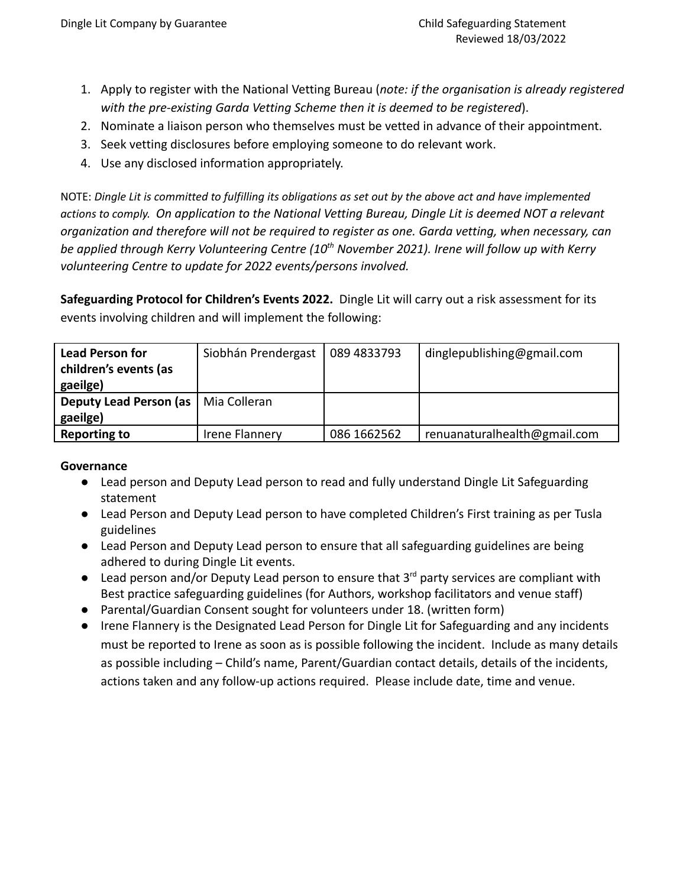1. Apply to register with the National Vetting Bureau (*note: if the organisation is already registered with the pre-existing Garda Vetting Scheme then it is deemed to be registered*).
2. Nominate a liaison person who themselves must be vetted in advance of their appointment.
3. Seek vetting disclosures before employing someone to do relevant work.
4. Use any disclosed information appropriately.

NOTE: *Dingle Lit is committed to fulfilling its obligations as set out by the above act and have implemented actions to comply. On application to the National Vetting Bureau, Dingle Lit is deemed NOT a relevant organization and therefore will not be required to register as one. Garda vetting, when necessary, can be applied through Kerry Volunteering Centre (10th November 2021). Irene will follow up with Kerry volunteering Centre to update for 2022 events/persons involved.*

**Safeguarding Protocol for Children's Events 2022.** Dingle Lit will carry out a risk assessment for its events involving children and will implement the following:

| | | | |
|---|---|---|---|
| **Lead Person for children's events (as gaeilge)** | Siobhán Prendergast | 089 4833793 | dinglepublishing@gmail.com |
| **Deputy Lead Person (as gaeilge)** | Mia Colleran | | |
| **Reporting to** | Irene Flannery | 086 1662562 | renuanaturalhealth@gmail.com |

**Governance**

- Lead person and Deputy Lead person to read and fully understand Dingle Lit Safeguarding statement
- Lead Person and Deputy Lead person to have completed Children's First training as per Tusla guidelines
- Lead Person and Deputy Lead person to ensure that all safeguarding guidelines are being adhered to during Dingle Lit events.
- Lead person and/or Deputy Lead person to ensure that 3rd party services are compliant with Best practice safeguarding guidelines (for Authors, workshop facilitators and venue staff)
- Parental/Guardian Consent sought for volunteers under 18. (written form)
- Irene Flannery is the Designated Lead Person for Dingle Lit for Safeguarding and any incidents must be reported to Irene as soon as is possible following the incident. Include as many details as possible including – Child's name, Parent/Guardian contact details, details of the incidents, actions taken and any follow-up actions required. Please include date, time and venue.